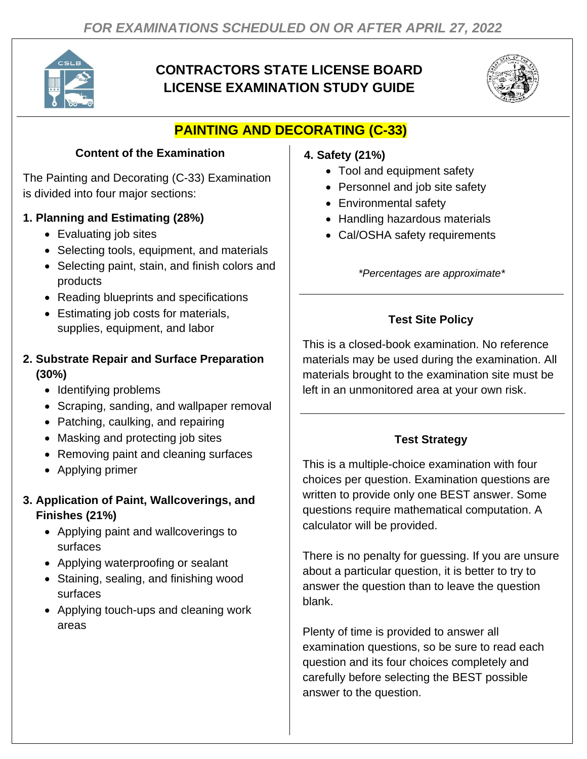*FOR EXAMINATIONS SCHEDULED ON OR AFTER APRIL 27, 2022*

# CONTRACTORS STATE LICENSE BOARD LICENSE EXAMINATION STUDY GUIDE

## PAINTING AND DECORATING (C-33)

### Content of the Examination

The Painting and Decorating (C-33) Examination is divided into four major sections:

**1. Planning and Estimating (28%)**

- Evaluating job sites
- Selecting tools, equipment, and materials
- Selecting paint, stain, and finish colors and products
- Reading blueprints and specifications
- Estimating job costs for materials, supplies, equipment, and labor

**2. Substrate Repair and Surface Preparation (30%)**

- Identifying problems
- Scraping, sanding, and wallpaper removal
- Patching, caulking, and repairing
- Masking and protecting job sites
- Removing paint and cleaning surfaces
- Applying primer

**3. Application of Paint, Wallcoverings, and Finishes (21%)**

- Applying paint and wallcoverings to surfaces
- Applying waterproofing or sealant
- Staining, sealing, and finishing wood surfaces
- Applying touch-ups and cleaning work areas

**4. Safety (21%)**

- Tool and equipment safety
- Personnel and job site safety
- Environmental safety
- Handling hazardous materials
- Cal/OSHA safety requirements

*\*Percentages are approximate\**

### Test Site Policy

This is a closed-book examination. No reference materials may be used during the examination. All materials brought to the examination site must be left in an unmonitored area at your own risk.

### Test Strategy

This is a multiple-choice examination with four choices per question. Examination questions are written to provide only one BEST answer. Some questions require mathematical computation. A calculator will be provided.

There is no penalty for guessing. If you are unsure about a particular question, it is better to try to answer the question than to leave the question blank.

Plenty of time is provided to answer all examination questions, so be sure to read each question and its four choices completely and carefully before selecting the BEST possible answer to the question.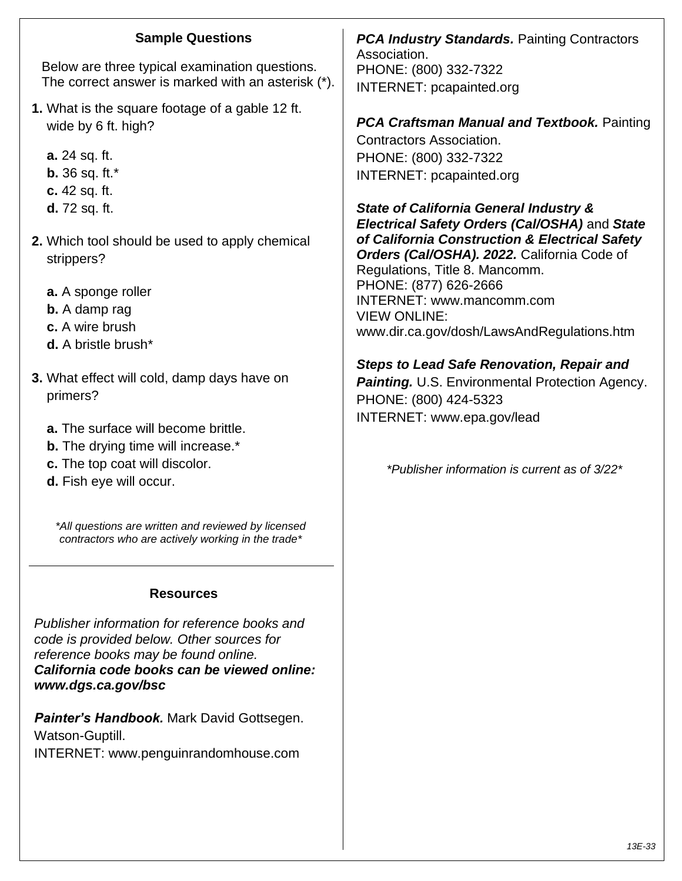## Sample Questions

Below are three typical examination questions. The correct answer is marked with an asterisk (*).

**1.** What is the square footage of a gable 12 ft. wide by 6 ft. high?

**a.** 24 sq. ft.
**b.** 36 sq. ft.*
**c.** 42 sq. ft.
**d.** 72 sq. ft.

**2.** Which tool should be used to apply chemical strippers?

**a.** A sponge roller
**b.** A damp rag
**c.** A wire brush
**d.** A bristle brush*

**3.** What effect will cold, damp days have on primers?

**a.** The surface will become brittle.
**b.** The drying time will increase.*
**c.** The top coat will discolor.
**d.** Fish eye will occur.

*\*All questions are written and reviewed by licensed contractors who are actively working in the trade\**

## Resources

*Publisher information for reference books and code is provided below. Other sources for reference books may be found online.*
***California code books can be viewed online: www.dgs.ca.gov/bsc***

***Painter's Handbook.*** Mark David Gottsegen. Watson-Guptill.
INTERNET: www.penguinrandomhouse.com

***PCA Industry Standards.*** Painting Contractors Association.
PHONE: (800) 332-7322
INTERNET: pcapainted.org

***PCA Craftsman Manual and Textbook.*** Painting Contractors Association.
PHONE: (800) 332-7322
INTERNET: pcapainted.org

***State of California General Industry & Electrical Safety Orders (Cal/OSHA)*** and ***State of California Construction & Electrical Safety Orders (Cal/OSHA). 2022.*** California Code of Regulations, Title 8. Mancomm.
PHONE: (877) 626-2666
INTERNET: www.mancomm.com
VIEW ONLINE:
www.dir.ca.gov/dosh/LawsAndRegulations.htm

***Steps to Lead Safe Renovation, Repair and Painting.*** U.S. Environmental Protection Agency.
PHONE: (800) 424-5323
INTERNET: www.epa.gov/lead

*\*Publisher information is current as of 3/22\**